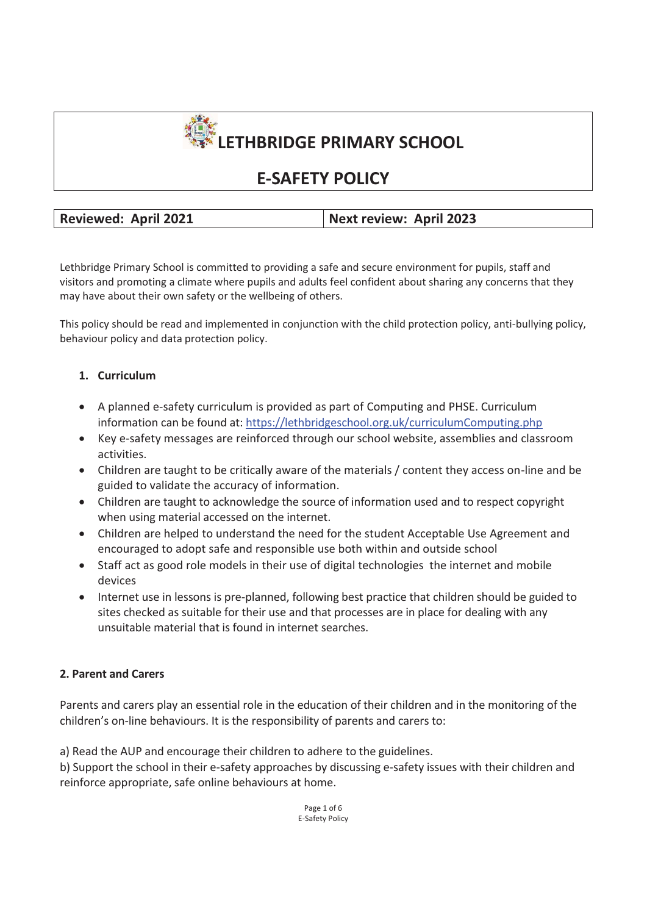# LETHBRIDGE PRIMARY SCHOOL

## E-SAFETY POLICY

| Reviewed: April 2021 | Next review: April 2023 |
| --- | --- |

Lethbridge Primary School is committed to providing a safe and secure environment for pupils, staff and visitors and promoting a climate where pupils and adults feel confident about sharing any concerns that they may have about their own safety or the wellbeing of others.

This policy should be read and implemented in conjunction with the child protection policy, anti-bullying policy, behaviour policy and data protection policy.

### 1. Curriculum

- A planned e-safety curriculum is provided as part of Computing and PHSE. Curriculum information can be found at: https://lethbridgeschool.org.uk/curriculumComputing.php
- Key e-safety messages are reinforced through our school website, assemblies and classroom activities.
- Children are taught to be critically aware of the materials / content they access on-line and be guided to validate the accuracy of information.
- Children are taught to acknowledge the source of information used and to respect copyright when using material accessed on the internet.
- Children are helped to understand the need for the student Acceptable Use Agreement and encouraged to adopt safe and responsible use both within and outside school
- Staff act as good role models in their use of digital technologies the internet and mobile devices
- Internet use in lessons is pre-planned, following best practice that children should be guided to sites checked as suitable for their use and that processes are in place for dealing with any unsuitable material that is found in internet searches.

### 2. Parent and Carers

Parents and carers play an essential role in the education of their children and in the monitoring of the children's on-line behaviours. It is the responsibility of parents and carers to:

a) Read the AUP and encourage their children to adhere to the guidelines.
b) Support the school in their e-safety approaches by discussing e-safety issues with their children and reinforce appropriate, safe online behaviours at home.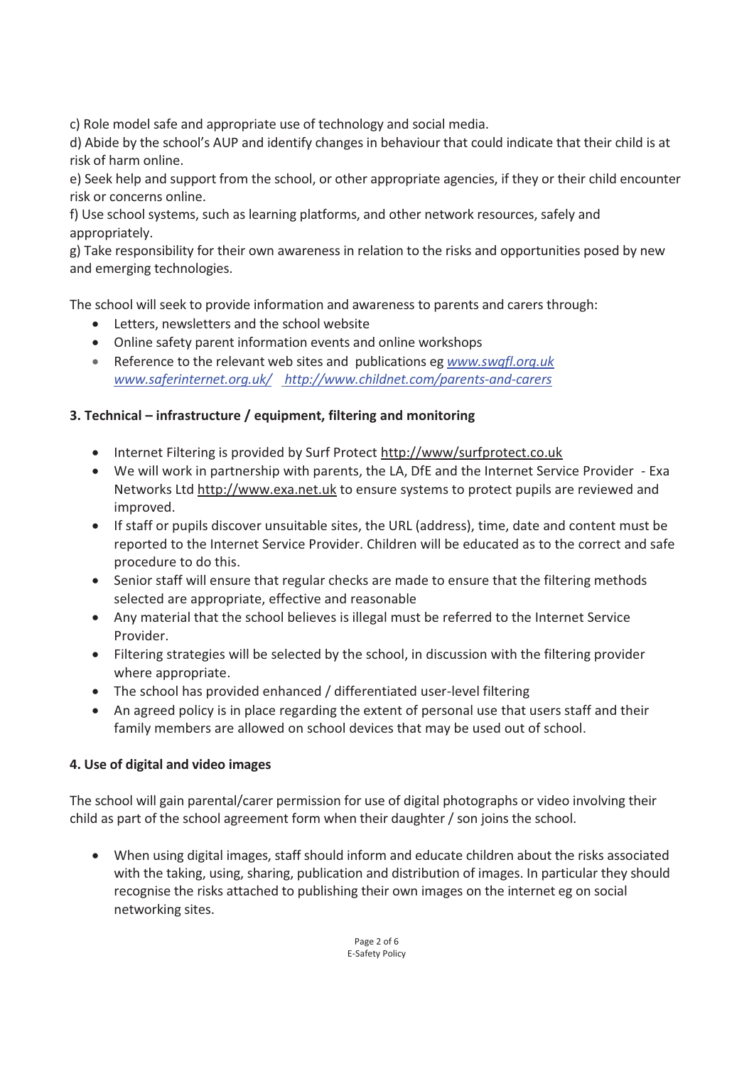c) Role model safe and appropriate use of technology and social media.

d) Abide by the school's AUP and identify changes in behaviour that could indicate that their child is at risk of harm online.

e) Seek help and support from the school, or other appropriate agencies, if they or their child encounter risk or concerns online.

f) Use school systems, such as learning platforms, and other network resources, safely and appropriately.

g) Take responsibility for their own awareness in relation to the risks and opportunities posed by new and emerging technologies.

The school will seek to provide information and awareness to parents and carers through:

- Letters, newsletters and the school website
- Online safety parent information events and online workshops
- Reference to the relevant web sites and publications eg *www.swgfl.org.uk* *www.saferinternet.org.uk/* *http://www.childnet.com/parents-and-carers*

**3. Technical – infrastructure / equipment, filtering and monitoring**

- Internet Filtering is provided by Surf Protect http://www/surfprotect.co.uk
- We will work in partnership with parents, the LA, DfE and the Internet Service Provider - Exa Networks Ltd http://www.exa.net.uk to ensure systems to protect pupils are reviewed and improved.
- If staff or pupils discover unsuitable sites, the URL (address), time, date and content must be reported to the Internet Service Provider. Children will be educated as to the correct and safe procedure to do this.
- Senior staff will ensure that regular checks are made to ensure that the filtering methods selected are appropriate, effective and reasonable
- Any material that the school believes is illegal must be referred to the Internet Service Provider.
- Filtering strategies will be selected by the school, in discussion with the filtering provider where appropriate.
- The school has provided enhanced / differentiated user-level filtering
- An agreed policy is in place regarding the extent of personal use that users staff and their family members are allowed on school devices that may be used out of school.

**4. Use of digital and video images**

The school will gain parental/carer permission for use of digital photographs or video involving their child as part of the school agreement form when their daughter / son joins the school.

- When using digital images, staff should inform and educate children about the risks associated with the taking, using, sharing, publication and distribution of images. In particular they should recognise the risks attached to publishing their own images on the internet eg on social networking sites.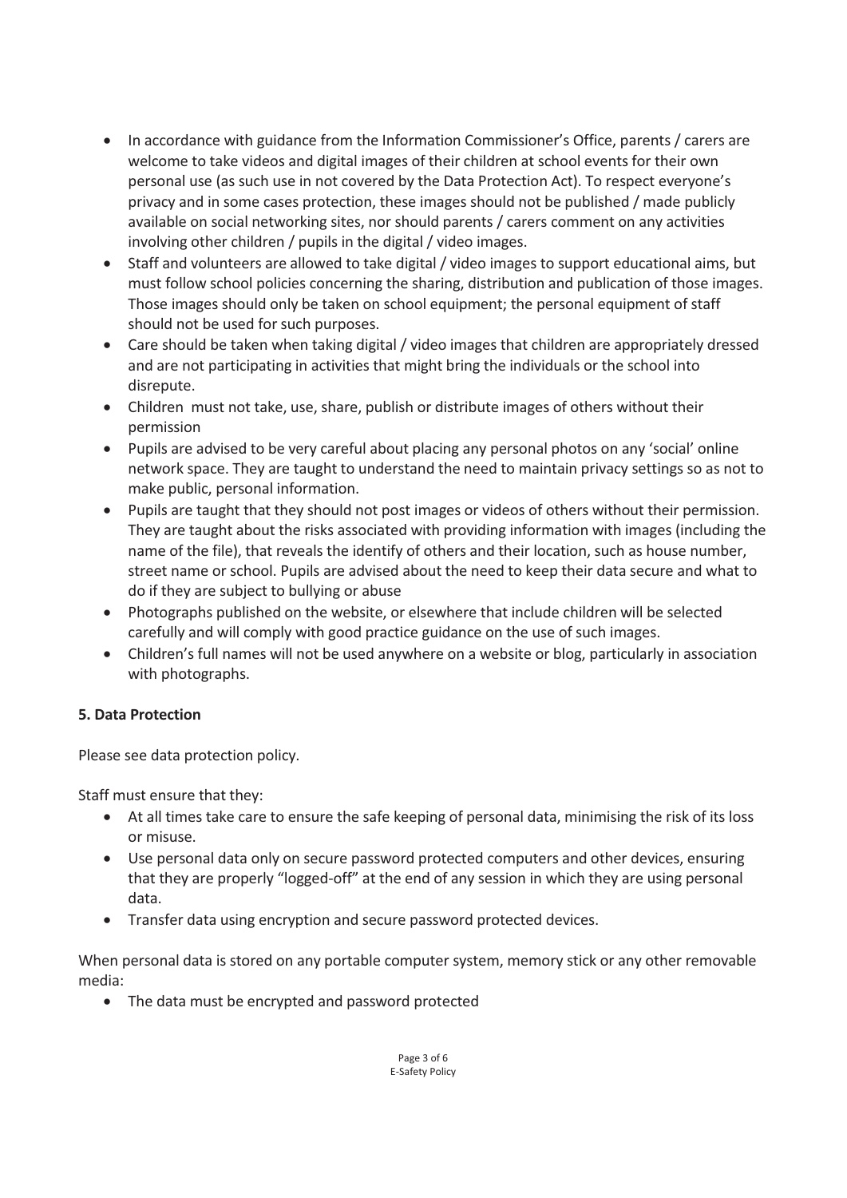- In accordance with guidance from the Information Commissioner's Office, parents / carers are welcome to take videos and digital images of their children at school events for their own personal use (as such use in not covered by the Data Protection Act). To respect everyone's privacy and in some cases protection, these images should not be published / made publicly available on social networking sites, nor should parents / carers comment on any activities involving other children / pupils in the digital / video images.
- Staff and volunteers are allowed to take digital / video images to support educational aims, but must follow school policies concerning the sharing, distribution and publication of those images. Those images should only be taken on school equipment; the personal equipment of staff should not be used for such purposes.
- Care should be taken when taking digital / video images that children are appropriately dressed and are not participating in activities that might bring the individuals or the school into disrepute.
- Children must not take, use, share, publish or distribute images of others without their permission
- Pupils are advised to be very careful about placing any personal photos on any 'social' online network space. They are taught to understand the need to maintain privacy settings so as not to make public, personal information.
- Pupils are taught that they should not post images or videos of others without their permission. They are taught about the risks associated with providing information with images (including the name of the file), that reveals the identify of others and their location, such as house number, street name or school. Pupils are advised about the need to keep their data secure and what to do if they are subject to bullying or abuse
- Photographs published on the website, or elsewhere that include children will be selected carefully and will comply with good practice guidance on the use of such images.
- Children's full names will not be used anywhere on a website or blog, particularly in association with photographs.

**5. Data Protection**

Please see data protection policy.

Staff must ensure that they:

- At all times take care to ensure the safe keeping of personal data, minimising the risk of its loss or misuse.
- Use personal data only on secure password protected computers and other devices, ensuring that they are properly "logged-off" at the end of any session in which they are using personal data.
- Transfer data using encryption and secure password protected devices.

When personal data is stored on any portable computer system, memory stick or any other removable media:

- The data must be encrypted and password protected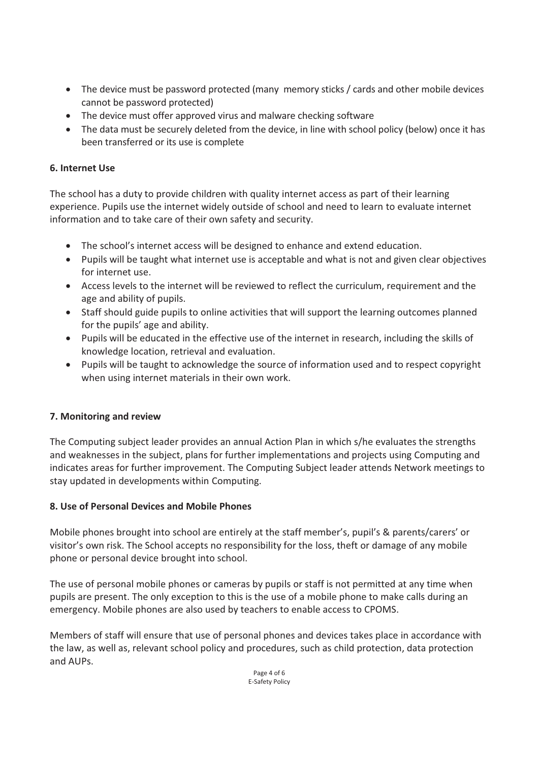- The device must be password protected (many memory sticks / cards and other mobile devices cannot be password protected)
- The device must offer approved virus and malware checking software
- The data must be securely deleted from the device, in line with school policy (below) once it has been transferred or its use is complete

**6. Internet Use**

The school has a duty to provide children with quality internet access as part of their learning experience. Pupils use the internet widely outside of school and need to learn to evaluate internet information and to take care of their own safety and security.

- The school's internet access will be designed to enhance and extend education.
- Pupils will be taught what internet use is acceptable and what is not and given clear objectives for internet use.
- Access levels to the internet will be reviewed to reflect the curriculum, requirement and the age and ability of pupils.
- Staff should guide pupils to online activities that will support the learning outcomes planned for the pupils' age and ability.
- Pupils will be educated in the effective use of the internet in research, including the skills of knowledge location, retrieval and evaluation.
- Pupils will be taught to acknowledge the source of information used and to respect copyright when using internet materials in their own work.

**7. Monitoring and review**

The Computing subject leader provides an annual Action Plan in which s/he evaluates the strengths and weaknesses in the subject, plans for further implementations and projects using Computing and indicates areas for further improvement. The Computing Subject leader attends Network meetings to stay updated in developments within Computing.

**8. Use of Personal Devices and Mobile Phones**

Mobile phones brought into school are entirely at the staff member's, pupil's & parents/carers' or visitor's own risk. The School accepts no responsibility for the loss, theft or damage of any mobile phone or personal device brought into school.

The use of personal mobile phones or cameras by pupils or staff is not permitted at any time when pupils are present. The only exception to this is the use of a mobile phone to make calls during an emergency. Mobile phones are also used by teachers to enable access to CPOMS.

Members of staff will ensure that use of personal phones and devices takes place in accordance with the law, as well as, relevant school policy and procedures, such as child protection, data protection and AUPs.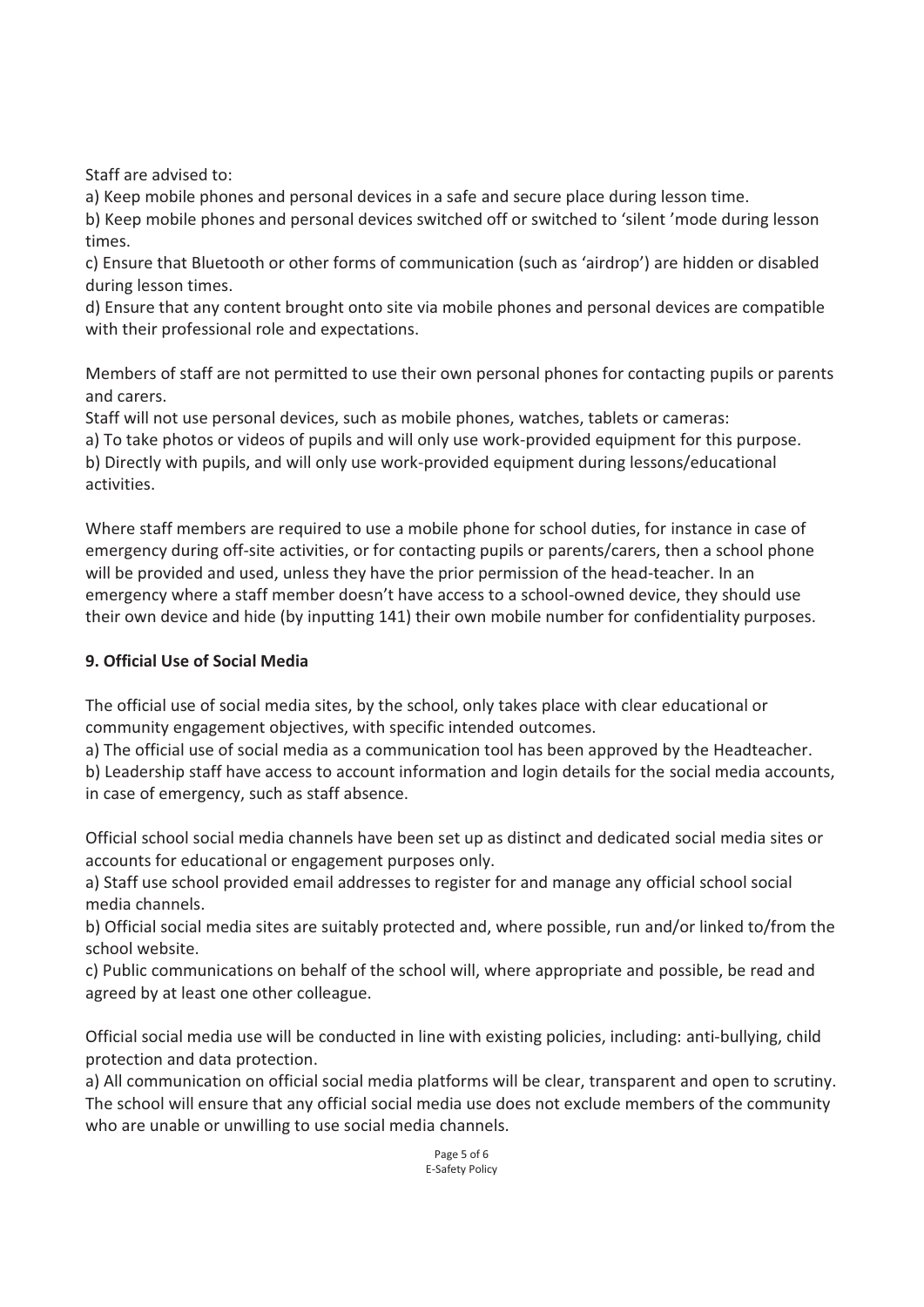Staff are advised to:

a) Keep mobile phones and personal devices in a safe and secure place during lesson time.

b) Keep mobile phones and personal devices switched off or switched to 'silent 'mode during lesson times.

c) Ensure that Bluetooth or other forms of communication (such as 'airdrop') are hidden or disabled during lesson times.

d) Ensure that any content brought onto site via mobile phones and personal devices are compatible with their professional role and expectations.

Members of staff are not permitted to use their own personal phones for contacting pupils or parents and carers.

Staff will not use personal devices, such as mobile phones, watches, tablets or cameras:

a) To take photos or videos of pupils and will only use work-provided equipment for this purpose.

b) Directly with pupils, and will only use work-provided equipment during lessons/educational activities.

Where staff members are required to use a mobile phone for school duties, for instance in case of emergency during off-site activities, or for contacting pupils or parents/carers, then a school phone will be provided and used, unless they have the prior permission of the head-teacher. In an emergency where a staff member doesn't have access to a school-owned device, they should use their own device and hide (by inputting 141) their own mobile number for confidentiality purposes.

## 9. Official Use of Social Media

The official use of social media sites, by the school, only takes place with clear educational or community engagement objectives, with specific intended outcomes.

a) The official use of social media as a communication tool has been approved by the Headteacher.

b) Leadership staff have access to account information and login details for the social media accounts, in case of emergency, such as staff absence.

Official school social media channels have been set up as distinct and dedicated social media sites or accounts for educational or engagement purposes only.

a) Staff use school provided email addresses to register for and manage any official school social media channels.

b) Official social media sites are suitably protected and, where possible, run and/or linked to/from the school website.

c) Public communications on behalf of the school will, where appropriate and possible, be read and agreed by at least one other colleague.

Official social media use will be conducted in line with existing policies, including: anti-bullying, child protection and data protection.

a) All communication on official social media platforms will be clear, transparent and open to scrutiny. The school will ensure that any official social media use does not exclude members of the community who are unable or unwilling to use social media channels.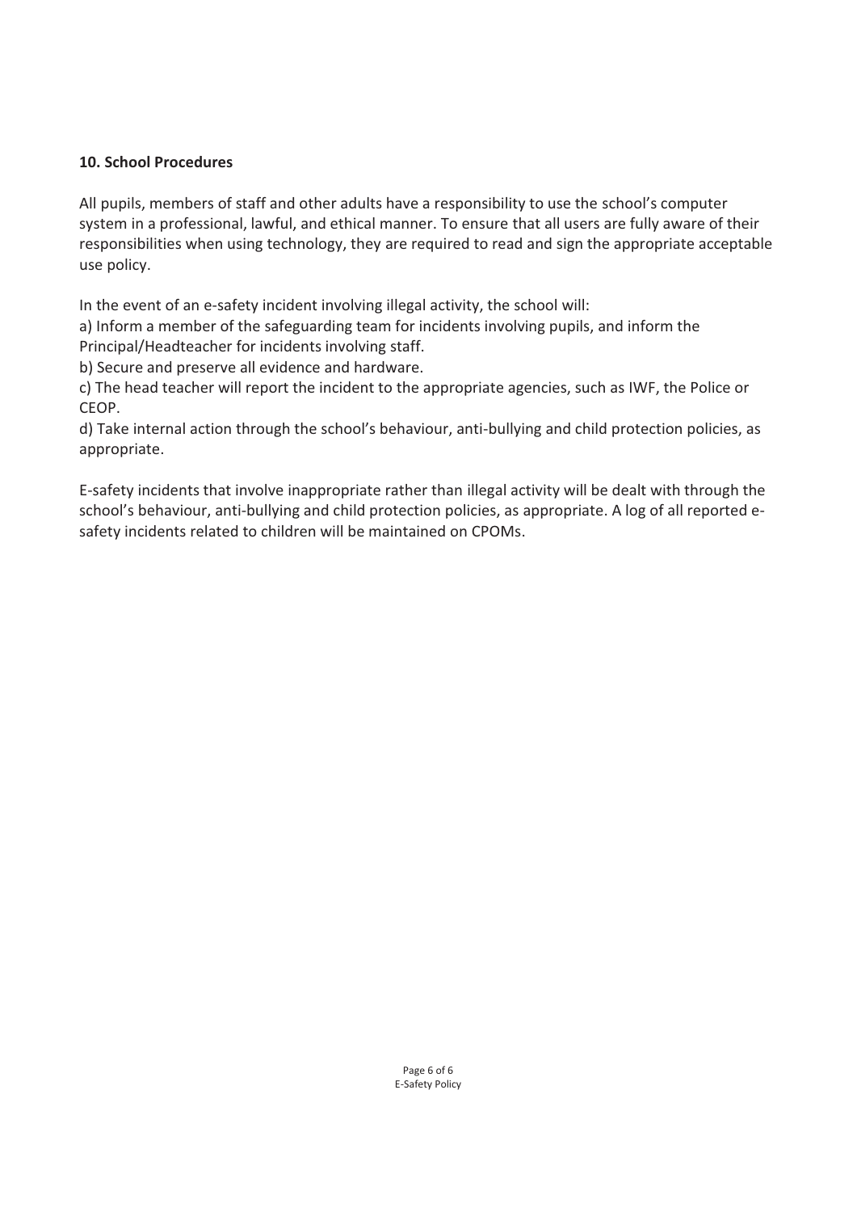## 10. School Procedures

All pupils, members of staff and other adults have a responsibility to use the school's computer system in a professional, lawful, and ethical manner. To ensure that all users are fully aware of their responsibilities when using technology, they are required to read and sign the appropriate acceptable use policy.

In the event of an e-safety incident involving illegal activity, the school will:

a) Inform a member of the safeguarding team for incidents involving pupils, and inform the Principal/Headteacher for incidents involving staff.

b) Secure and preserve all evidence and hardware.

c) The head teacher will report the incident to the appropriate agencies, such as IWF, the Police or CEOP.

d) Take internal action through the school's behaviour, anti-bullying and child protection policies, as appropriate.

E-safety incidents that involve inappropriate rather than illegal activity will be dealt with through the school's behaviour, anti-bullying and child protection policies, as appropriate. A log of all reported e-safety incidents related to children will be maintained on CPOMs.